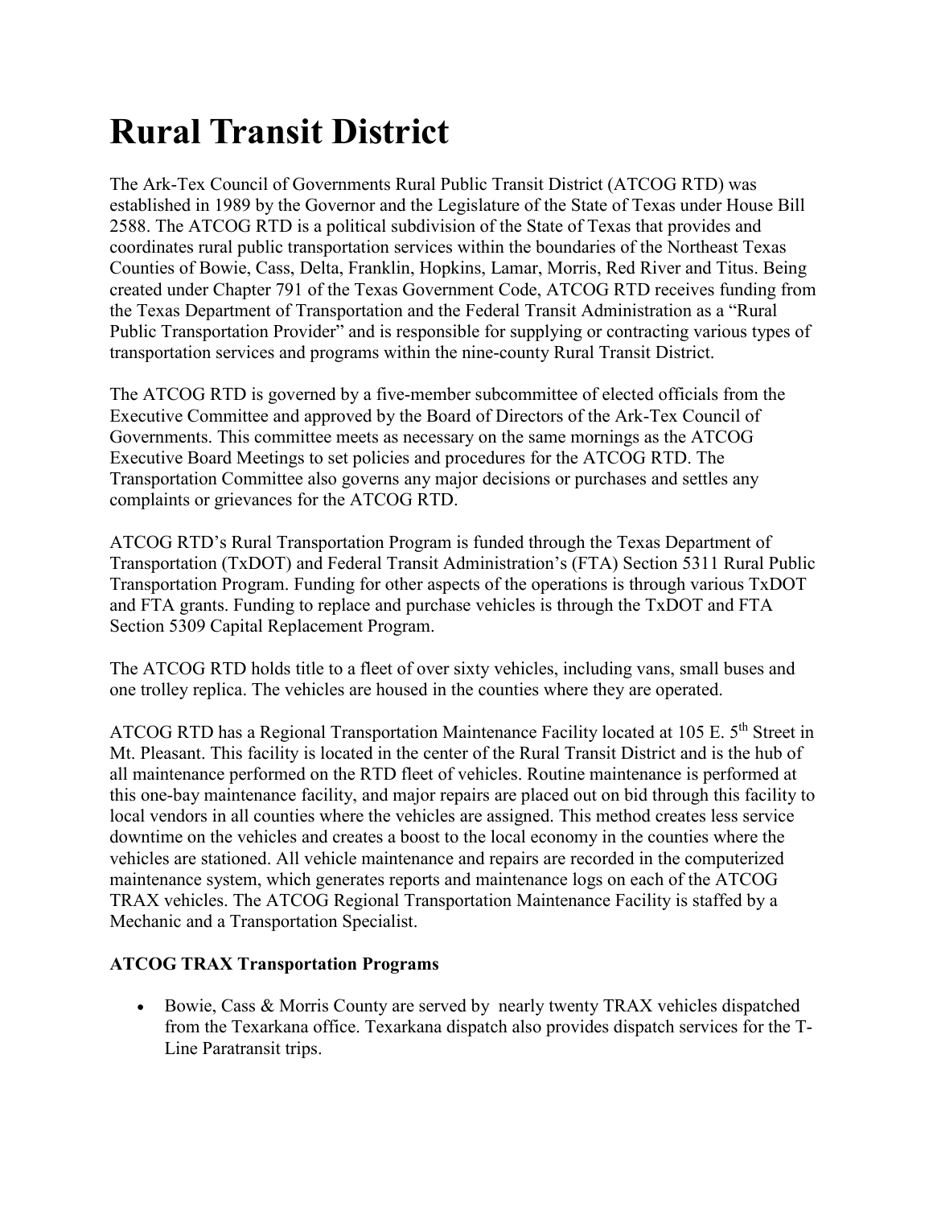# Rural Transit District

The Ark-Tex Council of Governments Rural Public Transit District (ATCOG RTD) was established in 1989 by the Governor and the Legislature of the State of Texas under House Bill 2588. The ATCOG RTD is a political subdivision of the State of Texas that provides and coordinates rural public transportation services within the boundaries of the Northeast Texas Counties of Bowie, Cass, Delta, Franklin, Hopkins, Lamar, Morris, Red River and Titus. Being created under Chapter 791 of the Texas Government Code, ATCOG RTD receives funding from the Texas Department of Transportation and the Federal Transit Administration as a "Rural Public Transportation Provider" and is responsible for supplying or contracting various types of transportation services and programs within the nine-county Rural Transit District.

The ATCOG RTD is governed by a five-member subcommittee of elected officials from the Executive Committee and approved by the Board of Directors of the Ark-Tex Council of Governments. This committee meets as necessary on the same mornings as the ATCOG Executive Board Meetings to set policies and procedures for the ATCOG RTD. The Transportation Committee also governs any major decisions or purchases and settles any complaints or grievances for the ATCOG RTD.

ATCOG RTD's Rural Transportation Program is funded through the Texas Department of Transportation (TxDOT) and Federal Transit Administration's (FTA) Section 5311 Rural Public Transportation Program. Funding for other aspects of the operations is through various TxDOT and FTA grants. Funding to replace and purchase vehicles is through the TxDOT and FTA Section 5309 Capital Replacement Program.

The ATCOG RTD holds title to a fleet of over sixty vehicles, including vans, small buses and one trolley replica. The vehicles are housed in the counties where they are operated.

ATCOG RTD has a Regional Transportation Maintenance Facility located at 105 E. 5th Street in Mt. Pleasant. This facility is located in the center of the Rural Transit District and is the hub of all maintenance performed on the RTD fleet of vehicles. Routine maintenance is performed at this one-bay maintenance facility, and major repairs are placed out on bid through this facility to local vendors in all counties where the vehicles are assigned. This method creates less service downtime on the vehicles and creates a boost to the local economy in the counties where the vehicles are stationed. All vehicle maintenance and repairs are recorded in the computerized maintenance system, which generates reports and maintenance logs on each of the ATCOG TRAX vehicles. The ATCOG Regional Transportation Maintenance Facility is staffed by a Mechanic and a Transportation Specialist.

**ATCOG TRAX Transportation Programs**

- Bowie, Cass & Morris County are served by nearly twenty TRAX vehicles dispatched from the Texarkana office. Texarkana dispatch also provides dispatch services for the T-Line Paratransit trips.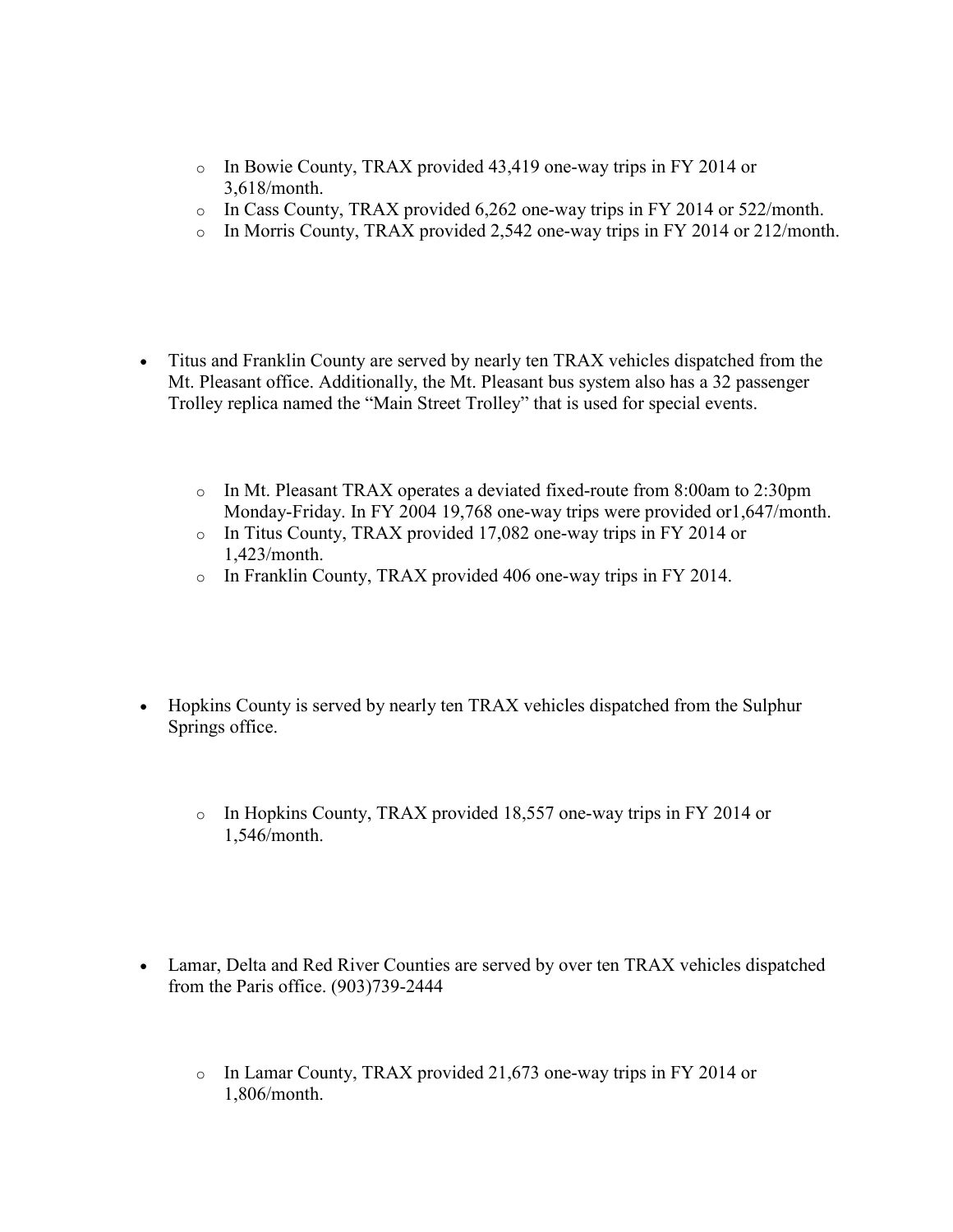- In Bowie County, TRAX provided 43,419 one-way trips in FY 2014 or 3,618/month.
  - In Cass County, TRAX provided 6,262 one-way trips in FY 2014 or 522/month.
  - In Morris County, TRAX provided 2,542 one-way trips in FY 2014 or 212/month.

- Titus and Franklin County are served by nearly ten TRAX vehicles dispatched from the Mt. Pleasant office. Additionally, the Mt. Pleasant bus system also has a 32 passenger Trolley replica named the "Main Street Trolley" that is used for special events.

  - In Mt. Pleasant TRAX operates a deviated fixed-route from 8:00am to 2:30pm Monday-Friday. In FY 2004 19,768 one-way trips were provided or1,647/month.
  - In Titus County, TRAX provided 17,082 one-way trips in FY 2014 or 1,423/month.
  - In Franklin County, TRAX provided 406 one-way trips in FY 2014.

- Hopkins County is served by nearly ten TRAX vehicles dispatched from the Sulphur Springs office.

  - In Hopkins County, TRAX provided 18,557 one-way trips in FY 2014 or 1,546/month.

- Lamar, Delta and Red River Counties are served by over ten TRAX vehicles dispatched from the Paris office. (903)739-2444

  - In Lamar County, TRAX provided 21,673 one-way trips in FY 2014 or 1,806/month.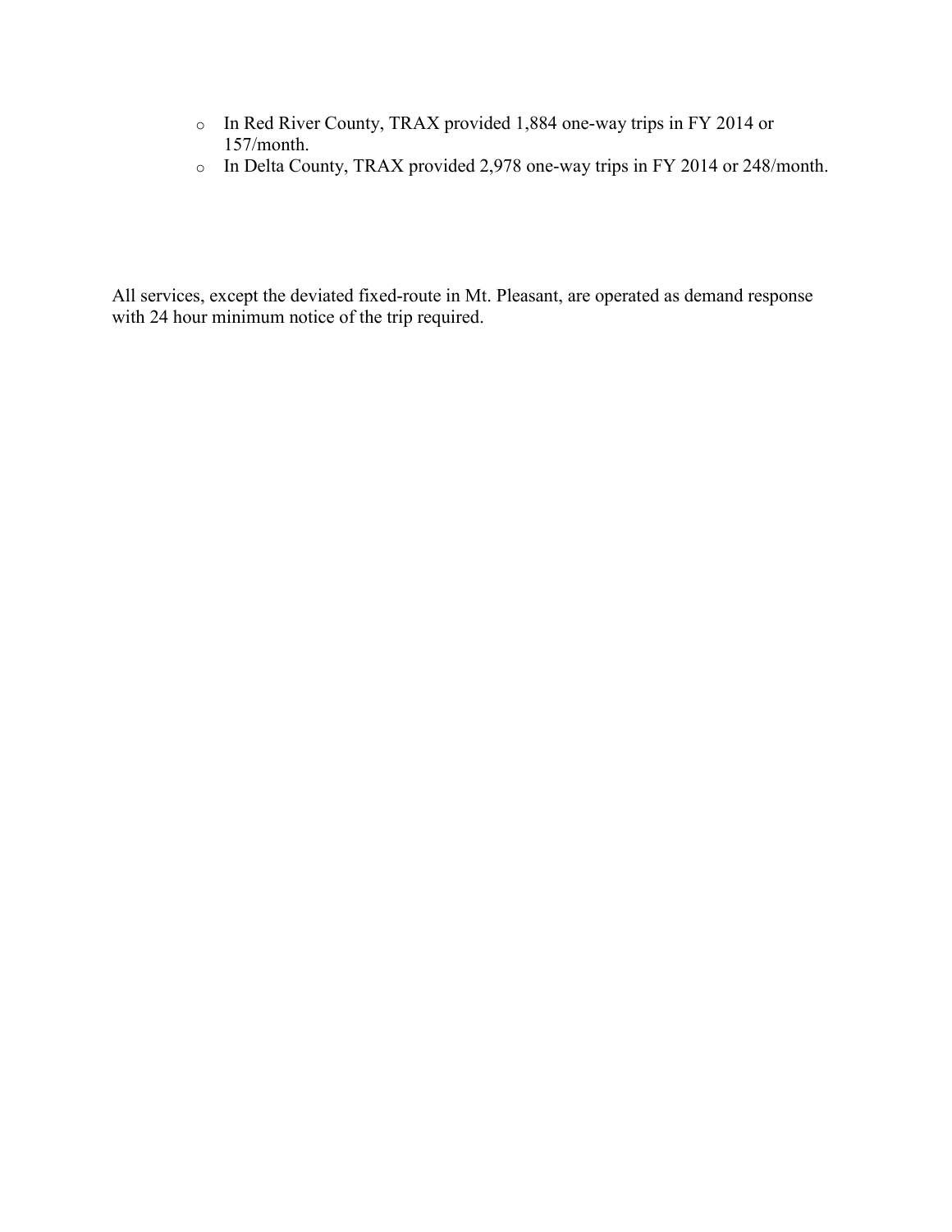- In Red River County, TRAX provided 1,884 one-way trips in FY 2014 or 157/month.
- In Delta County, TRAX provided 2,978 one-way trips in FY 2014 or 248/month.

All services, except the deviated fixed-route in Mt. Pleasant, are operated as demand response with 24 hour minimum notice of the trip required.